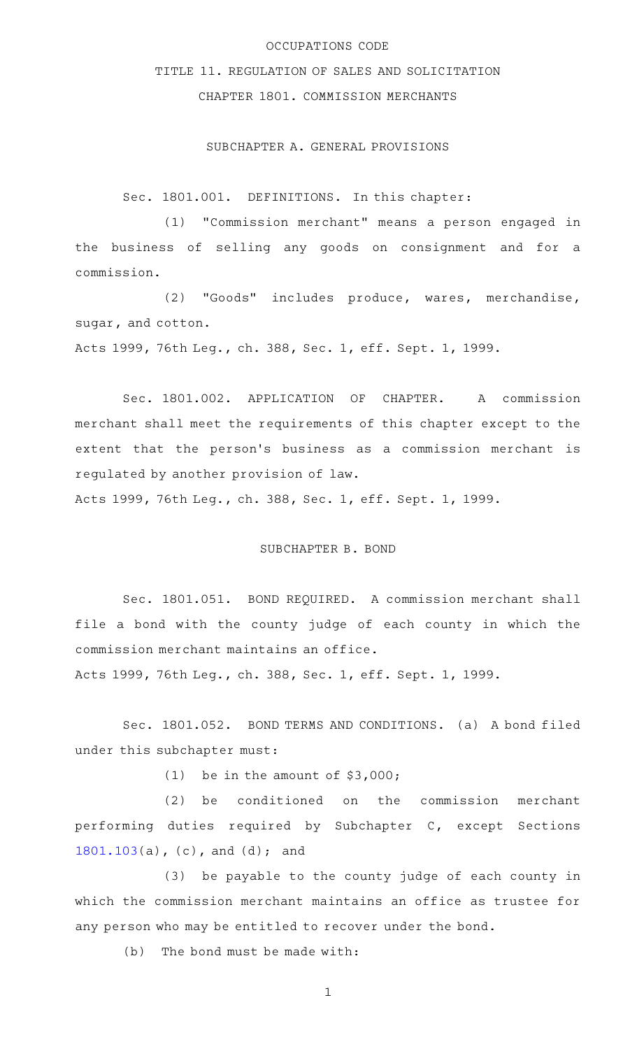OCCUPATIONS CODE

TITLE 11. REGULATION OF SALES AND SOLICITATION

CHAPTER 1801. COMMISSION MERCHANTS

SUBCHAPTER A. GENERAL PROVISIONS

Sec. 1801.001. DEFINITIONS. In this chapter:

(1) "Commission merchant" means a person engaged in the business of selling any goods on consignment and for a commission.

(2) "Goods" includes produce, wares, merchandise, sugar, and cotton.

Acts 1999, 76th Leg., ch. 388, Sec. 1, eff. Sept. 1, 1999.

Sec. 1801.002. APPLICATION OF CHAPTER. A commission merchant shall meet the requirements of this chapter except to the extent that the person's business as a commission merchant is regulated by another provision of law.

Acts 1999, 76th Leg., ch. 388, Sec. 1, eff. Sept. 1, 1999.

SUBCHAPTER B. BOND

Sec. 1801.051. BOND REQUIRED. A commission merchant shall file a bond with the county judge of each county in which the commission merchant maintains an office.

Acts 1999, 76th Leg., ch. 388, Sec. 1, eff. Sept. 1, 1999.

Sec. 1801.052. BOND TERMS AND CONDITIONS. (a) A bond filed under this subchapter must:

(1) be in the amount of $3,000;

(2) be conditioned on the commission merchant performing duties required by Subchapter C, except Sections 1801.103(a), (c), and (d); and

(3) be payable to the county judge of each county in which the commission merchant maintains an office as trustee for any person who may be entitled to recover under the bond.

(b) The bond must be made with: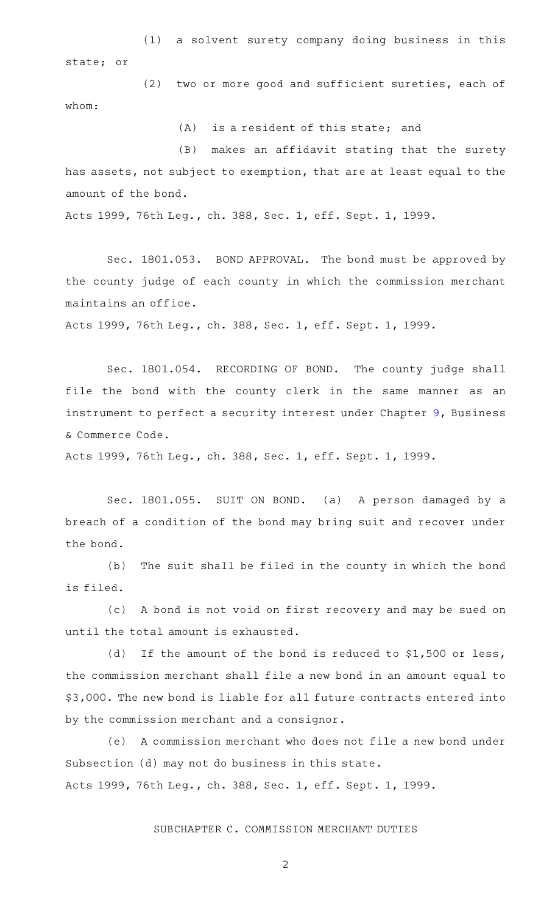(1) a solvent surety company doing business in this state; or

(2) two or more good and sufficient sureties, each of whom:

(A) is a resident of this state; and

(B) makes an affidavit stating that the surety has assets, not subject to exemption, that are at least equal to the amount of the bond.

Acts 1999, 76th Leg., ch. 388, Sec. 1, eff. Sept. 1, 1999.

Sec. 1801.053. BOND APPROVAL. The bond must be approved by the county judge of each county in which the commission merchant maintains an office.

Acts 1999, 76th Leg., ch. 388, Sec. 1, eff. Sept. 1, 1999.

Sec. 1801.054. RECORDING OF BOND. The county judge shall file the bond with the county clerk in the same manner as an instrument to perfect a security interest under Chapter 9, Business & Commerce Code.

Acts 1999, 76th Leg., ch. 388, Sec. 1, eff. Sept. 1, 1999.

Sec. 1801.055. SUIT ON BOND. (a) A person damaged by a breach of a condition of the bond may bring suit and recover under the bond.

(b) The suit shall be filed in the county in which the bond is filed.

(c) A bond is not void on first recovery and may be sued on until the total amount is exhausted.

(d) If the amount of the bond is reduced to $1,500 or less, the commission merchant shall file a new bond in an amount equal to $3,000. The new bond is liable for all future contracts entered into by the commission merchant and a consignor.

(e) A commission merchant who does not file a new bond under Subsection (d) may not do business in this state.

Acts 1999, 76th Leg., ch. 388, Sec. 1, eff. Sept. 1, 1999.

## SUBCHAPTER C. COMMISSION MERCHANT DUTIES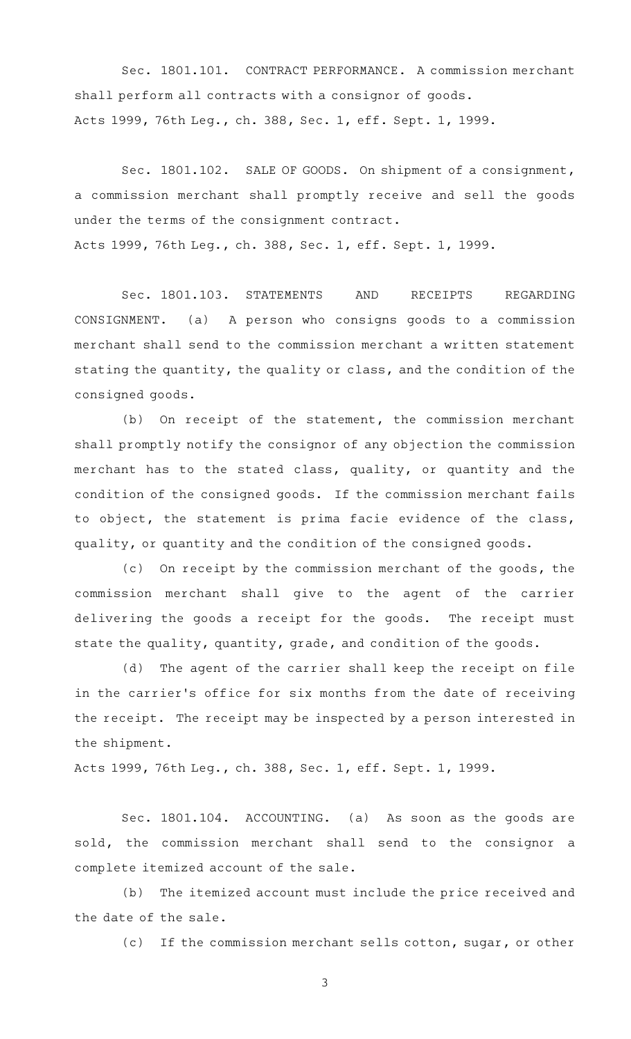Sec. 1801.101. CONTRACT PERFORMANCE. A commission merchant shall perform all contracts with a consignor of goods.
Acts 1999, 76th Leg., ch. 388, Sec. 1, eff. Sept. 1, 1999.

Sec. 1801.102. SALE OF GOODS. On shipment of a consignment, a commission merchant shall promptly receive and sell the goods under the terms of the consignment contract.
Acts 1999, 76th Leg., ch. 388, Sec. 1, eff. Sept. 1, 1999.

Sec. 1801.103. STATEMENTS AND RECEIPTS REGARDING CONSIGNMENT. (a) A person who consigns goods to a commission merchant shall send to the commission merchant a written statement stating the quantity, the quality or class, and the condition of the consigned goods.

(b) On receipt of the statement, the commission merchant shall promptly notify the consignor of any objection the commission merchant has to the stated class, quality, or quantity and the condition of the consigned goods. If the commission merchant fails to object, the statement is prima facie evidence of the class, quality, or quantity and the condition of the consigned goods.

(c) On receipt by the commission merchant of the goods, the commission merchant shall give to the agent of the carrier delivering the goods a receipt for the goods. The receipt must state the quality, quantity, grade, and condition of the goods.

(d) The agent of the carrier shall keep the receipt on file in the carrier's office for six months from the date of receiving the receipt. The receipt may be inspected by a person interested in the shipment.
Acts 1999, 76th Leg., ch. 388, Sec. 1, eff. Sept. 1, 1999.

Sec. 1801.104. ACCOUNTING. (a) As soon as the goods are sold, the commission merchant shall send to the consignor a complete itemized account of the sale.

(b) The itemized account must include the price received and the date of the sale.

(c) If the commission merchant sells cotton, sugar, or other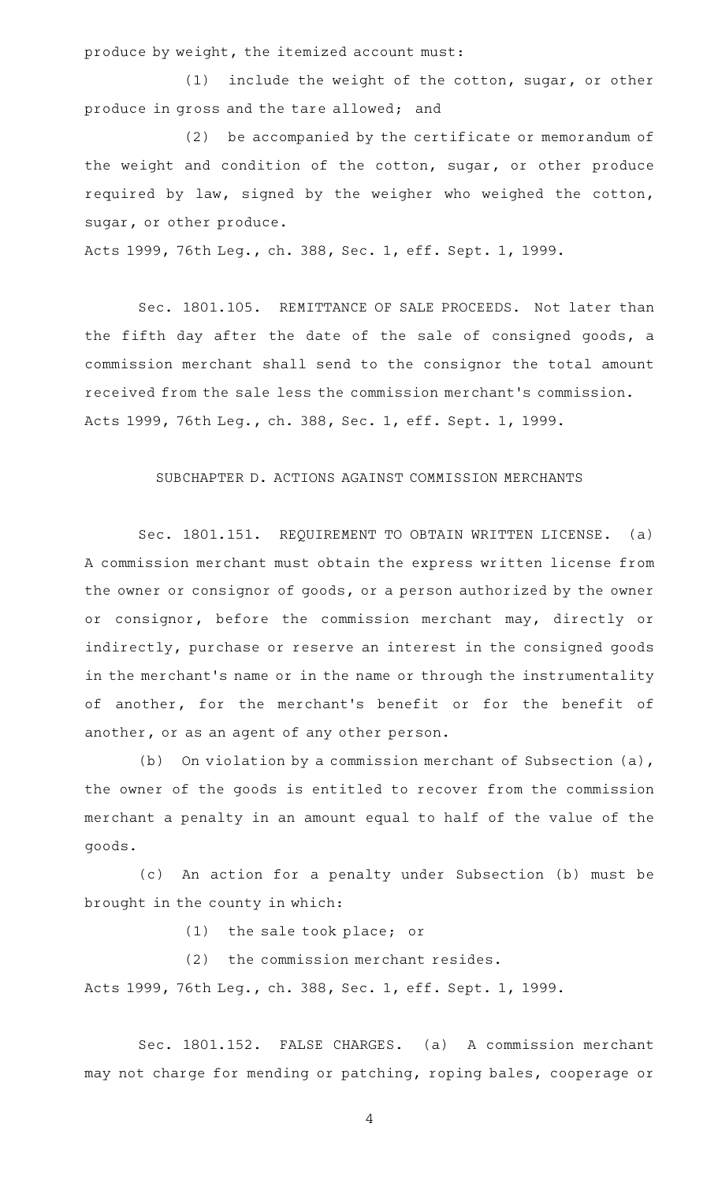produce by weight, the itemized account must:

(1) include the weight of the cotton, sugar, or other produce in gross and the tare allowed; and

(2) be accompanied by the certificate or memorandum of the weight and condition of the cotton, sugar, or other produce required by law, signed by the weigher who weighed the cotton, sugar, or other produce.

Acts 1999, 76th Leg., ch. 388, Sec. 1, eff. Sept. 1, 1999.

Sec. 1801.105. REMITTANCE OF SALE PROCEEDS. Not later than the fifth day after the date of the sale of consigned goods, a commission merchant shall send to the consignor the total amount received from the sale less the commission merchant's commission.

Acts 1999, 76th Leg., ch. 388, Sec. 1, eff. Sept. 1, 1999.

## SUBCHAPTER D. ACTIONS AGAINST COMMISSION MERCHANTS

Sec. 1801.151. REQUIREMENT TO OBTAIN WRITTEN LICENSE. (a) A commission merchant must obtain the express written license from the owner or consignor of goods, or a person authorized by the owner or consignor, before the commission merchant may, directly or indirectly, purchase or reserve an interest in the consigned goods in the merchant's name or in the name or through the instrumentality of another, for the merchant's benefit or for the benefit of another, or as an agent of any other person.

(b) On violation by a commission merchant of Subsection (a), the owner of the goods is entitled to recover from the commission merchant a penalty in an amount equal to half of the value of the goods.

(c) An action for a penalty under Subsection (b) must be brought in the county in which:

(1) the sale took place; or

(2) the commission merchant resides.

Acts 1999, 76th Leg., ch. 388, Sec. 1, eff. Sept. 1, 1999.

Sec. 1801.152. FALSE CHARGES. (a) A commission merchant may not charge for mending or patching, roping bales, cooperage or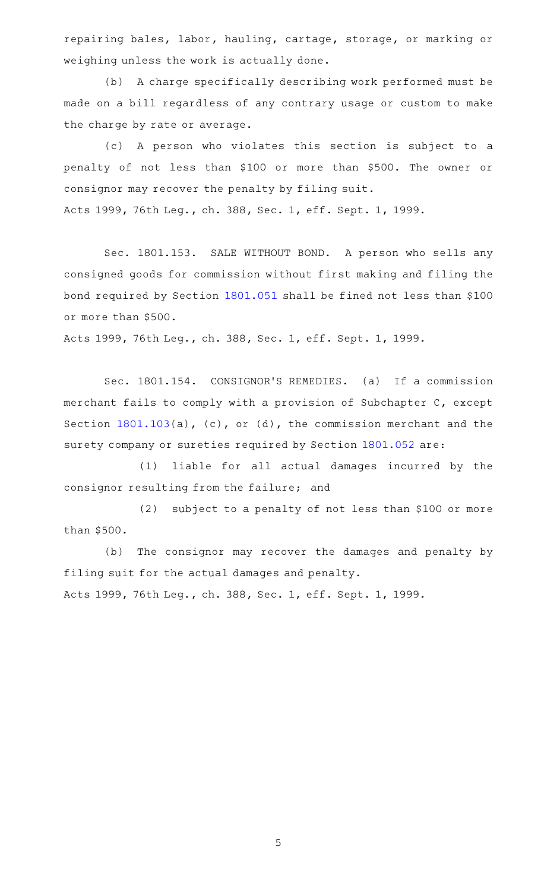repairing bales, labor, hauling, cartage, storage, or marking or weighing unless the work is actually done.

(b) A charge specifically describing work performed must be made on a bill regardless of any contrary usage or custom to make the charge by rate or average.

(c) A person who violates this section is subject to a penalty of not less than $100 or more than $500. The owner or consignor may recover the penalty by filing suit.

Acts 1999, 76th Leg., ch. 388, Sec. 1, eff. Sept. 1, 1999.

Sec. 1801.153. SALE WITHOUT BOND. A person who sells any consigned goods for commission without first making and filing the bond required by Section 1801.051 shall be fined not less than $100 or more than $500.

Acts 1999, 76th Leg., ch. 388, Sec. 1, eff. Sept. 1, 1999.

Sec. 1801.154. CONSIGNOR'S REMEDIES. (a) If a commission merchant fails to comply with a provision of Subchapter C, except Section 1801.103(a), (c), or (d), the commission merchant and the surety company or sureties required by Section 1801.052 are:

(1) liable for all actual damages incurred by the consignor resulting from the failure; and

(2) subject to a penalty of not less than $100 or more than $500.

(b) The consignor may recover the damages and penalty by filing suit for the actual damages and penalty.

Acts 1999, 76th Leg., ch. 388, Sec. 1, eff. Sept. 1, 1999.